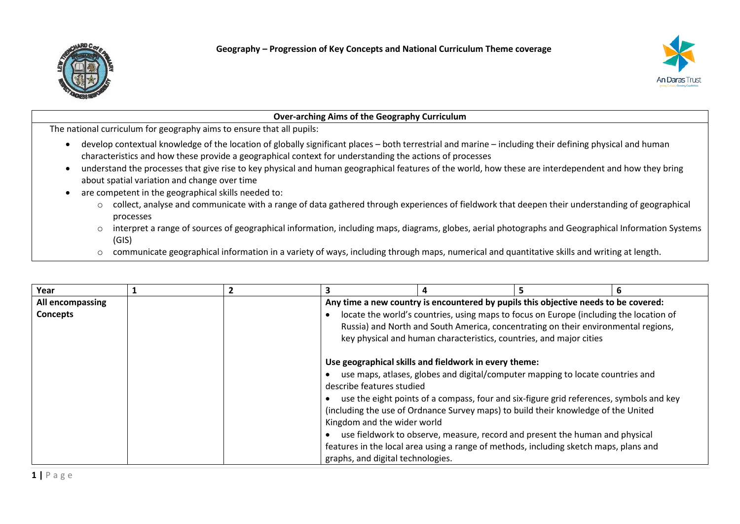# Geography – Progression of Key Concepts and National Curriculum Theme coverage

| Over-arching Aims of the Geography Curriculum |
|---|
| The national curriculum for geography aims to ensure that all pupils:<br>• develop contextual knowledge of the location of globally significant places – both terrestrial and marine – including their defining physical and human characteristics and how these provide a geographical context for understanding the actions of processes<br>• understand the processes that give rise to key physical and human geographical features of the world, how these are interdependent and how they bring about spatial variation and change over time<br>• are competent in the geographical skills needed to:<br>  ○ collect, analyse and communicate with a range of data gathered through experiences of fieldwork that deepen their understanding of geographical processes<br>  ○ interpret a range of sources of geographical information, including maps, diagrams, globes, aerial photographs and Geographical Information Systems (GIS)<br>  ○ communicate geographical information in a variety of ways, including through maps, numerical and quantitative skills and writing at length. |

| Year | 1 | 2 | 3 | 4 | 5 | 6 |
|---|---|---|---|---|---|---|
| **All encompassing Concepts** | | | **Any time a new country is encountered by pupils this objective needs to be covered:**<br>• locate the world's countries, using maps to focus on Europe (including the location of Russia) and North and South America, concentrating on their environmental regions, key physical and human characteristics, countries, and major cities<br><br>**Use geographical skills and fieldwork in every theme:**<br>• use maps, atlases, globes and digital/computer mapping to locate countries and describe features studied<br>• use the eight points of a compass, four and six-figure grid references, symbols and key (including the use of Ordnance Survey maps) to build their knowledge of the United Kingdom and the wider world<br>• use fieldwork to observe, measure, record and present the human and physical features in the local area using a range of methods, including sketch maps, plans and graphs, and digital technologies. | | | |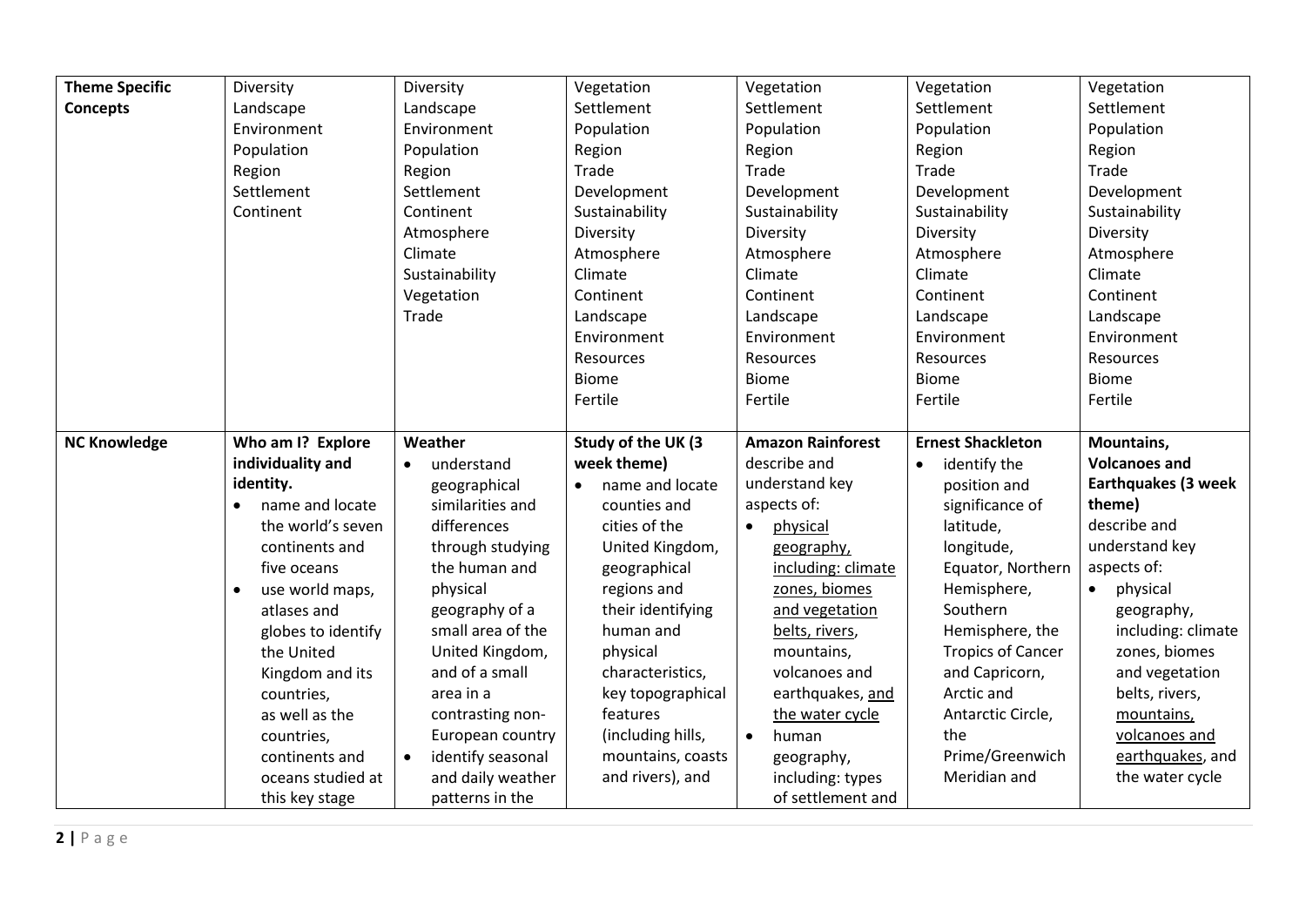| **Theme Specific Concepts** | Diversity<br>Landscape<br>Environment<br>Population<br>Region<br>Settlement<br>Continent | Diversity<br>Landscape<br>Environment<br>Population<br>Region<br>Settlement<br>Continent<br>Atmosphere<br>Climate<br>Sustainability<br>Vegetation<br>Trade | Vegetation<br>Settlement<br>Population<br>Region<br>Trade<br>Development<br>Sustainability<br>Diversity<br>Atmosphere<br>Climate<br>Continent<br>Landscape<br>Environment<br>Resources<br>Biome<br>Fertile | Vegetation<br>Settlement<br>Population<br>Region<br>Trade<br>Development<br>Sustainability<br>Diversity<br>Atmosphere<br>Climate<br>Continent<br>Landscape<br>Environment<br>Resources<br>Biome<br>Fertile | Vegetation<br>Settlement<br>Population<br>Region<br>Trade<br>Development<br>Sustainability<br>Diversity<br>Atmosphere<br>Climate<br>Continent<br>Landscape<br>Environment<br>Resources<br>Biome<br>Fertile | Vegetation<br>Settlement<br>Population<br>Region<br>Trade<br>Development<br>Sustainability<br>Diversity<br>Atmosphere<br>Climate<br>Continent<br>Landscape<br>Environment<br>Resources<br>Biome<br>Fertile |
|---|---|---|---|---|---|---|
| **NC Knowledge** | **Who am I? Explore individuality and identity.**<br>• name and locate the world's seven continents and five oceans<br>• use world maps, atlases and globes to identify the United Kingdom and its countries, as well as the countries, continents and oceans studied at this key stage | **Weather**<br>• understand geographical similarities and differences through studying the human and physical geography of a small area of the United Kingdom, and of a small area in a contrasting non-European country<br>• identify seasonal and daily weather patterns in the | **Study of the UK (3 week theme)**<br>• name and locate counties and cities of the United Kingdom, geographical regions and their identifying human and physical characteristics, key topographical features (including hills, mountains, coasts and rivers), and | **Amazon Rainforest**<br>describe and understand key aspects of:<br>• physical geography, including: climate zones, biomes and vegetation belts, rivers, mountains, volcanoes and earthquakes, and the water cycle<br>• human geography, including: types of settlement and | **Ernest Shackleton**<br>• identify the position and significance of latitude, longitude, Equator, Northern Hemisphere, Southern Hemisphere, the Tropics of Cancer and Capricorn, Arctic and Antarctic Circle, the Prime/Greenwich Meridian and | **Mountains, Volcanoes and Earthquakes (3 week theme)**<br>describe and understand key aspects of:<br>• physical geography, including: climate zones, biomes and vegetation belts, rivers, mountains, volcanoes and earthquakes, and the water cycle |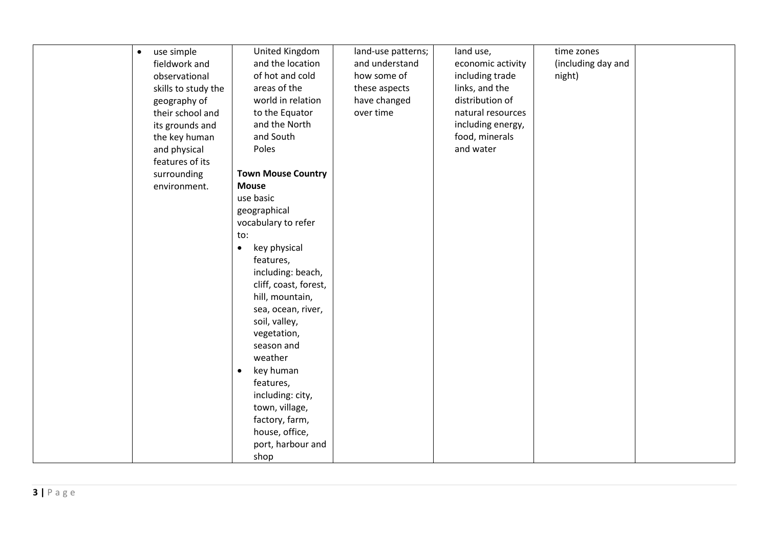|  |  |  |  |  |  |  |
|---|---|---|---|---|---|---|
|  | • use simple fieldwork and observational skills to study the geography of their school and its grounds and the key human and physical features of its surrounding environment. | United Kingdom and the location of hot and cold areas of the world in relation to the Equator and the North and South Poles<br><br>**Town Mouse Country Mouse**<br>use basic geographical vocabulary to refer to:<br>• key physical features, including: beach, cliff, coast, forest, hill, mountain, sea, ocean, river, soil, valley, vegetation, season and weather<br>• key human features, including: city, town, village, factory, farm, house, office, port, harbour and shop | land-use patterns; and understand how some of these aspects have changed over time | land use, economic activity including trade links, and the distribution of natural resources including energy, food, minerals and water | time zones (including day and night) |  |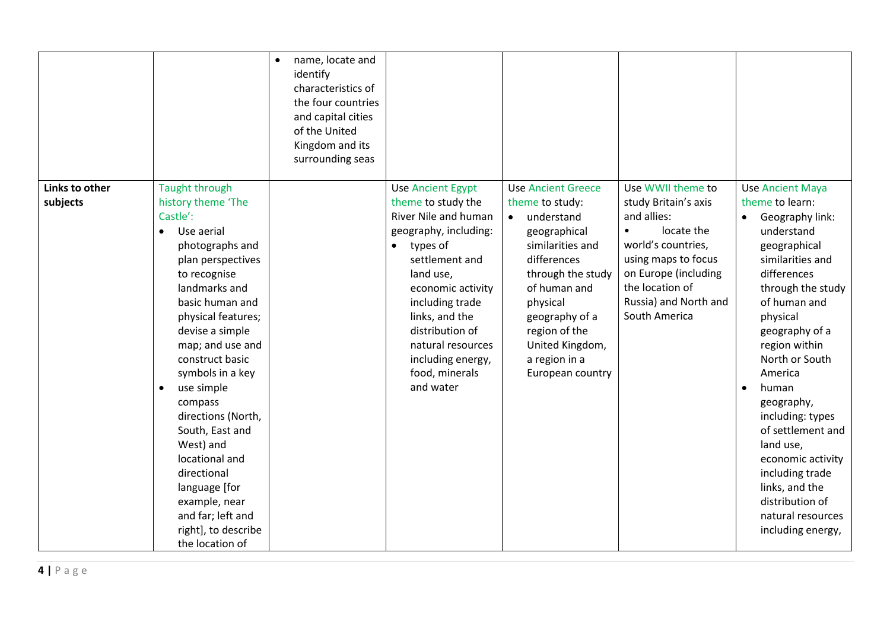| | | | | | | |
|---|---|---|---|---|---|---|
| | | • name, locate and identify characteristics of the four countries and capital cities of the United Kingdom and its surrounding seas | | | | |
| **Links to other subjects** | Taught through history theme 'The Castle':<br>• Use aerial photographs and plan perspectives to recognise landmarks and basic human and physical features; devise a simple map; and use and construct basic symbols in a key<br>• use simple compass directions (North, South, East and West) and locational and directional language [for example, near and far; left and right], to describe the location of | | Use Ancient Egypt theme to study the River Nile and human geography, including:<br>• types of settlement and land use, economic activity including trade links, and the distribution of natural resources including energy, food, minerals and water | Use Ancient Greece theme to study:<br>• understand geographical similarities and differences through the study of human and physical geography of a region of the United Kingdom, a region in a European country | Use WWII theme to study Britain's axis and allies:<br>• locate the world's countries, using maps to focus on Europe (including the location of Russia) and North and South America | Use Ancient Maya theme to learn:<br>• Geography link: understand geographical similarities and differences through the study of human and physical geography of a region within North or South America<br>• human geography, including: types of settlement and land use, economic activity including trade links, and the distribution of natural resources including energy, |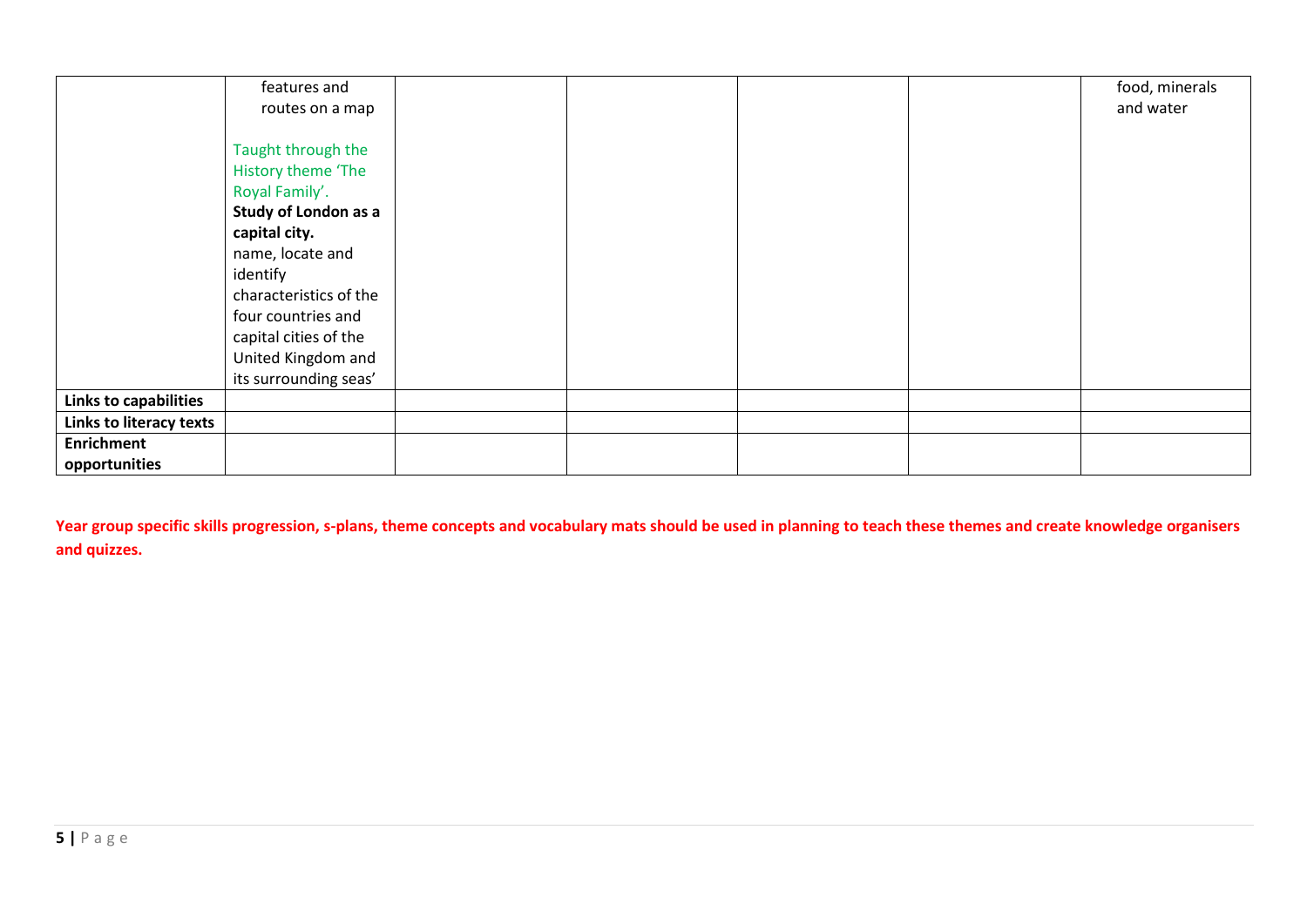| | | | | | | |
|---|---|---|---|---|---|---|
| | features and routes on a map<br><br>Taught through the History theme 'The Royal Family'.<br>**Study of London as a capital city.**<br>name, locate and identify characteristics of the four countries and capital cities of the United Kingdom and its surrounding seas' | | | | | food, minerals and water |
| **Links to capabilities** | | | | | | |
| **Links to literacy texts** | | | | | | |
| **Enrichment opportunities** | | | | | | |

**Year group specific skills progression, s-plans, theme concepts and vocabulary mats should be used in planning to teach these themes and create knowledge organisers and quizzes.**